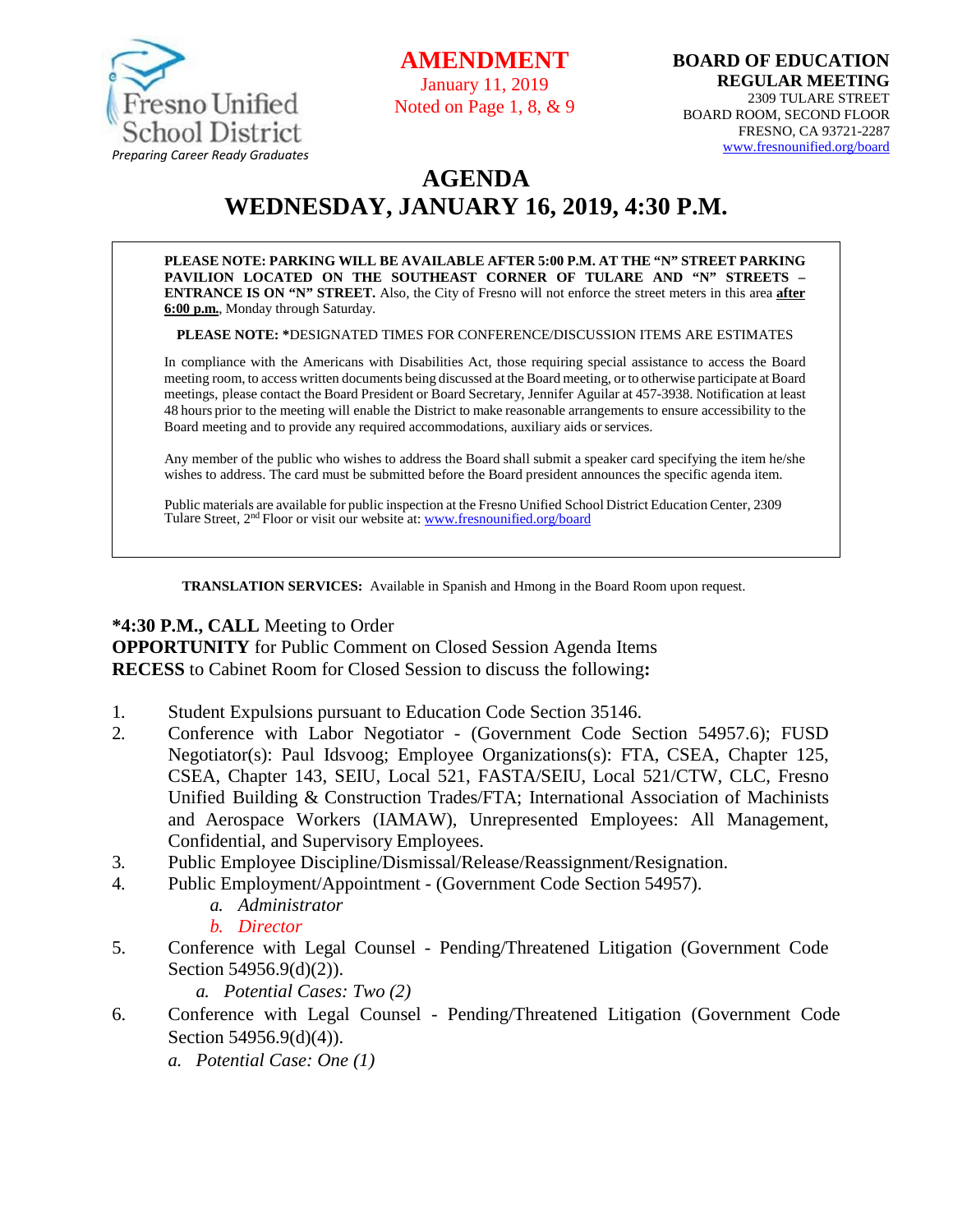Fresno Unified School District
*Preparing Career Ready Graduates*

**AMENDMENT**
January 11, 2019
Noted on Page 1, 8, & 9

**BOARD OF EDUCATION**
**REGULAR MEETING**
2309 TULARE STREET
BOARD ROOM, SECOND FLOOR
FRESNO, CA 93721-2287
www.fresnounified.org/board

# AGENDA
# WEDNESDAY, JANUARY 16, 2019, 4:30 P.M.

**PLEASE NOTE: PARKING WILL BE AVAILABLE AFTER 5:00 P.M. AT THE "N" STREET PARKING PAVILION LOCATED ON THE SOUTHEAST CORNER OF TULARE AND "N" STREETS – ENTRANCE IS ON "N" STREET.** Also, the City of Fresno will not enforce the street meters in this area **after 6:00 p.m.**, Monday through Saturday.

**PLEASE NOTE: ***DESIGNATED TIMES FOR CONFERENCE/DISCUSSION ITEMS ARE ESTIMATES

In compliance with the Americans with Disabilities Act, those requiring special assistance to access the Board meeting room, to access written documents being discussed at the Board meeting, or to otherwise participate at Board meetings, please contact the Board President or Board Secretary, Jennifer Aguilar at 457-3938. Notification at least 48 hours prior to the meeting will enable the District to make reasonable arrangements to ensure accessibility to the Board meeting and to provide any required accommodations, auxiliary aids or services.

Any member of the public who wishes to address the Board shall submit a speaker card specifying the item he/she wishes to address. The card must be submitted before the Board president announces the specific agenda item.

Public materials are available for public inspection at the Fresno Unified School District Education Center, 2309 Tulare Street, 2nd Floor or visit our website at: www.fresnounified.org/board

**TRANSLATION SERVICES:** Available in Spanish and Hmong in the Board Room upon request.

**\*4:30 P.M., CALL** Meeting to Order
**OPPORTUNITY** for Public Comment on Closed Session Agenda Items
**RECESS** to Cabinet Room for Closed Session to discuss the following**:**

1. Student Expulsions pursuant to Education Code Section 35146.
2. Conference with Labor Negotiator - (Government Code Section 54957.6); FUSD Negotiator(s): Paul Idsvoog; Employee Organizations(s): FTA, CSEA, Chapter 125, CSEA, Chapter 143, SEIU, Local 521, FASTA/SEIU, Local 521/CTW, CLC, Fresno Unified Building & Construction Trades/FTA; International Association of Machinists and Aerospace Workers (IAMAW), Unrepresented Employees: All Management, Confidential, and Supervisory Employees.
3. Public Employee Discipline/Dismissal/Release/Reassignment/Resignation.
4. Public Employment/Appointment - (Government Code Section 54957).
   a. *Administrator*
   b. *Director*
5. Conference with Legal Counsel - Pending/Threatened Litigation (Government Code Section 54956.9(d)(2)).
   a. *Potential Cases: Two (2)*
6. Conference with Legal Counsel - Pending/Threatened Litigation (Government Code Section 54956.9(d)(4)).
   a. *Potential Case: One (1)*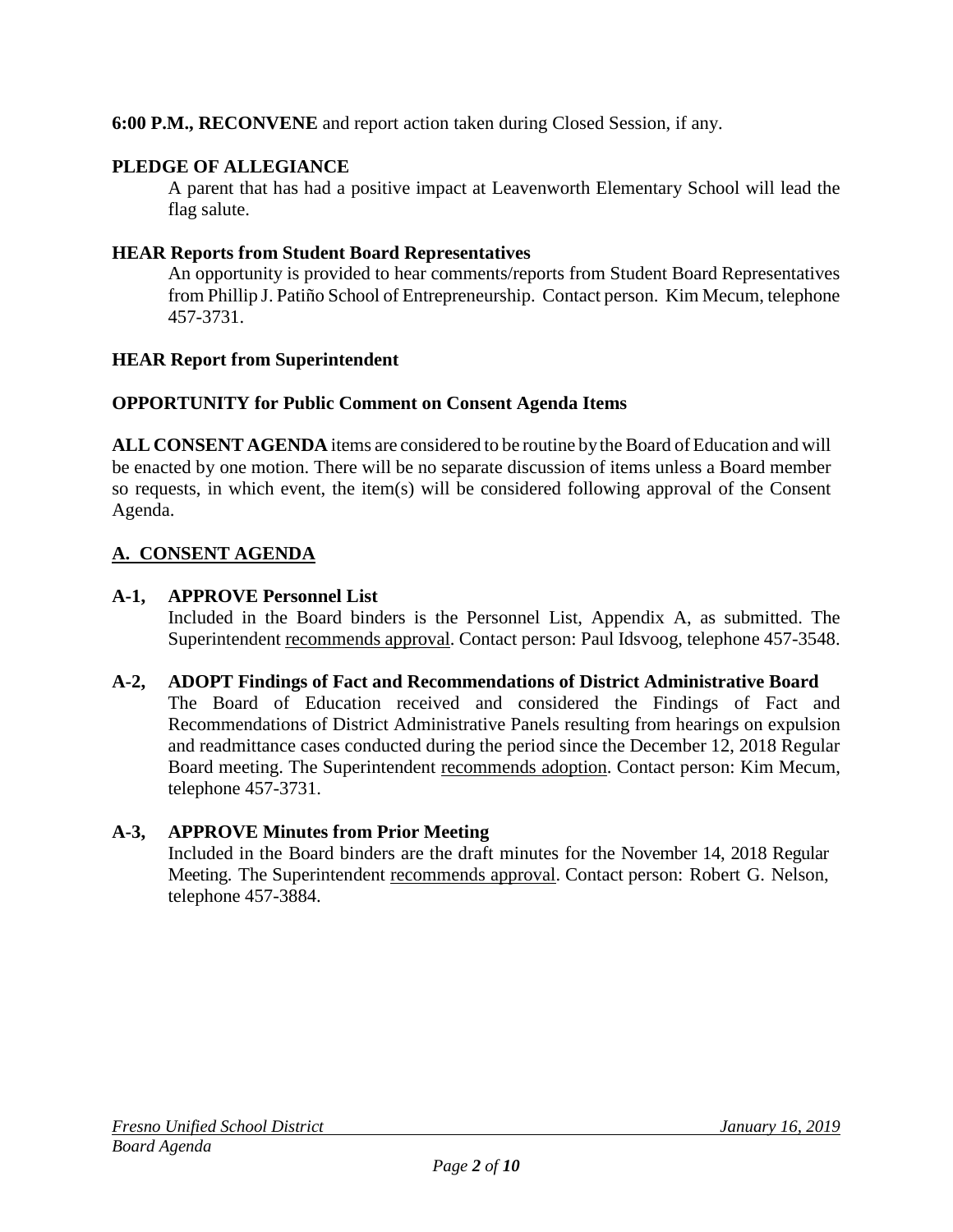**6:00 P.M., RECONVENE** and report action taken during Closed Session, if any.

**PLEDGE OF ALLEGIANCE**

A parent that has had a positive impact at Leavenworth Elementary School will lead the flag salute.

**HEAR Reports from Student Board Representatives**

An opportunity is provided to hear comments/reports from Student Board Representatives from Phillip J. Patiño School of Entrepreneurship. Contact person. Kim Mecum, telephone 457-3731.

**HEAR Report from Superintendent**

**OPPORTUNITY for Public Comment on Consent Agenda Items**

**ALL CONSENT AGENDA** items are considered to be routine by the Board of Education and will be enacted by one motion. There will be no separate discussion of items unless a Board member so requests, in which event, the item(s) will be considered following approval of the Consent Agenda.

## A. CONSENT AGENDA

**A-1, APPROVE Personnel List**

Included in the Board binders is the Personnel List, Appendix A, as submitted. The Superintendent recommends approval. Contact person: Paul Idsvoog, telephone 457-3548.

**A-2, ADOPT Findings of Fact and Recommendations of District Administrative Board**

The Board of Education received and considered the Findings of Fact and Recommendations of District Administrative Panels resulting from hearings on expulsion and readmittance cases conducted during the period since the December 12, 2018 Regular Board meeting. The Superintendent recommends adoption. Contact person: Kim Mecum, telephone 457-3731.

**A-3, APPROVE Minutes from Prior Meeting**

Included in the Board binders are the draft minutes for the November 14, 2018 Regular Meeting. The Superintendent recommends approval. Contact person: Robert G. Nelson, telephone 457-3884.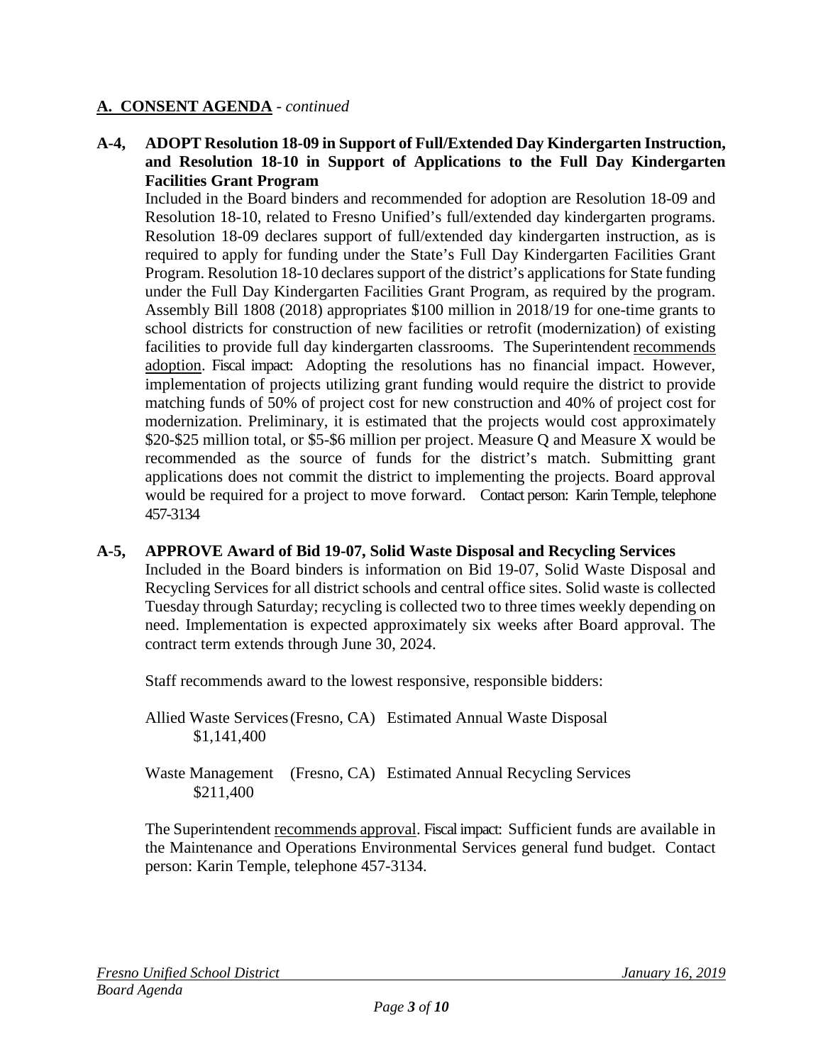## A. CONSENT AGENDA - *continued*

**A-4, ADOPT Resolution 18-09 in Support of Full/Extended Day Kindergarten Instruction, and Resolution 18-10 in Support of Applications to the Full Day Kindergarten Facilities Grant Program**

Included in the Board binders and recommended for adoption are Resolution 18-09 and Resolution 18-10, related to Fresno Unified's full/extended day kindergarten programs. Resolution 18-09 declares support of full/extended day kindergarten instruction, as is required to apply for funding under the State's Full Day Kindergarten Facilities Grant Program. Resolution 18-10 declares support of the district's applications for State funding under the Full Day Kindergarten Facilities Grant Program, as required by the program. Assembly Bill 1808 (2018) appropriates $100 million in 2018/19 for one-time grants to school districts for construction of new facilities or retrofit (modernization) of existing facilities to provide full day kindergarten classrooms. The Superintendent recommends adoption. Fiscal impact: Adopting the resolutions has no financial impact. However, implementation of projects utilizing grant funding would require the district to provide matching funds of 50% of project cost for new construction and 40% of project cost for modernization. Preliminary, it is estimated that the projects would cost approximately $20-$25 million total, or $5-$6 million per project. Measure Q and Measure X would be recommended as the source of funds for the district's match. Submitting grant applications does not commit the district to implementing the projects. Board approval would be required for a project to move forward. Contact person: Karin Temple, telephone 457-3134

**A-5, APPROVE Award of Bid 19-07, Solid Waste Disposal and Recycling Services**

Included in the Board binders is information on Bid 19-07, Solid Waste Disposal and Recycling Services for all district schools and central office sites. Solid waste is collected Tuesday through Saturday; recycling is collected two to three times weekly depending on need. Implementation is expected approximately six weeks after Board approval. The contract term extends through June 30, 2024.

Staff recommends award to the lowest responsive, responsible bidders:

Allied Waste Services (Fresno, CA) Estimated Annual Waste Disposal $1,141,400

Waste Management (Fresno, CA) Estimated Annual Recycling Services $211,400

The Superintendent recommends approval. Fiscal impact: Sufficient funds are available in the Maintenance and Operations Environmental Services general fund budget. Contact person: Karin Temple, telephone 457-3134.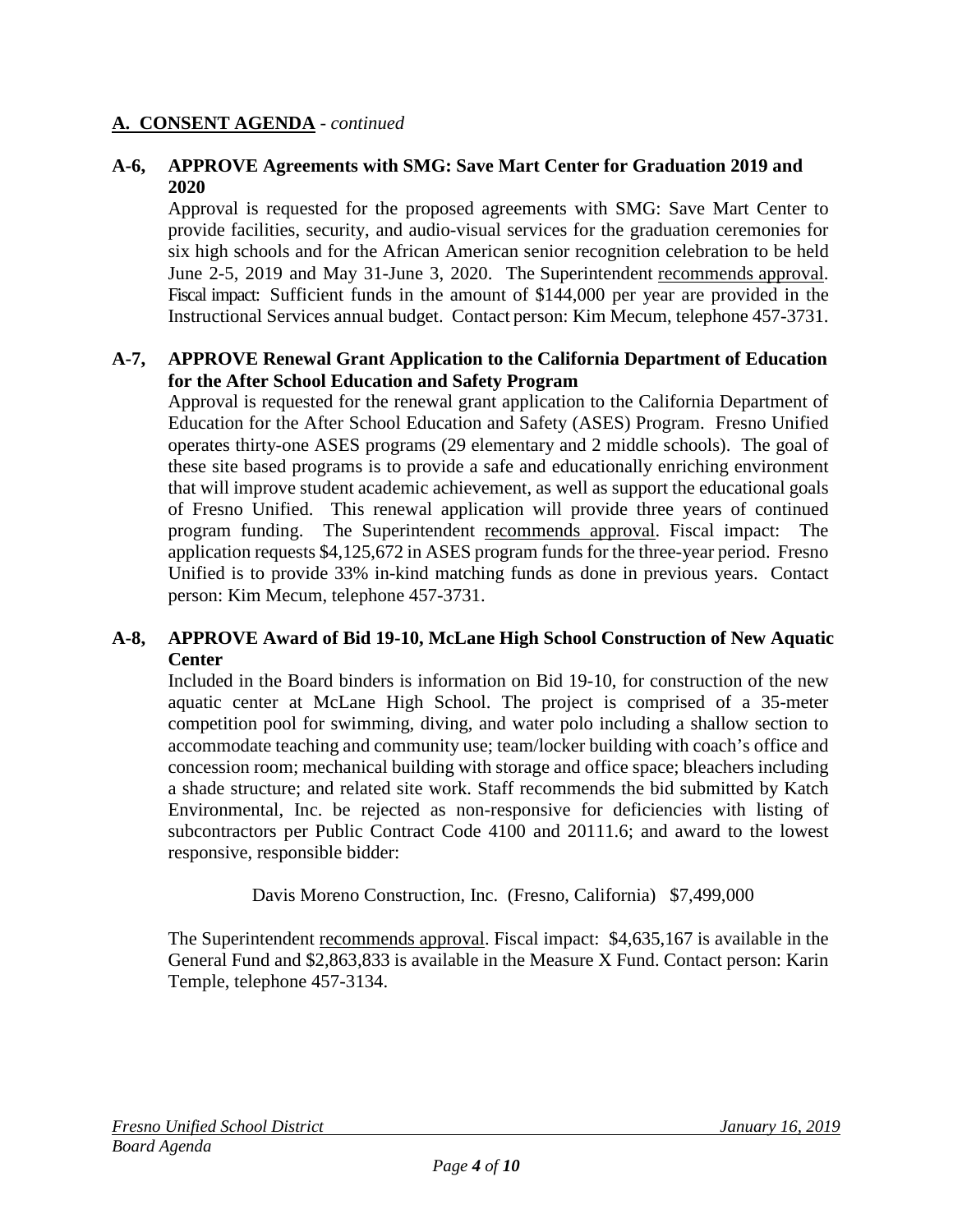## A. CONSENT AGENDA - *continued*

**A-6, APPROVE Agreements with SMG: Save Mart Center for Graduation 2019 and 2020**

Approval is requested for the proposed agreements with SMG: Save Mart Center to provide facilities, security, and audio-visual services for the graduation ceremonies for six high schools and for the African American senior recognition celebration to be held June 2-5, 2019 and May 31-June 3, 2020. The Superintendent recommends approval. Fiscal impact: Sufficient funds in the amount of $144,000 per year are provided in the Instructional Services annual budget. Contact person: Kim Mecum, telephone 457-3731.

**A-7, APPROVE Renewal Grant Application to the California Department of Education for the After School Education and Safety Program**

Approval is requested for the renewal grant application to the California Department of Education for the After School Education and Safety (ASES) Program. Fresno Unified operates thirty-one ASES programs (29 elementary and 2 middle schools). The goal of these site based programs is to provide a safe and educationally enriching environment that will improve student academic achievement, as well as support the educational goals of Fresno Unified. This renewal application will provide three years of continued program funding. The Superintendent recommends approval. Fiscal impact: The application requests $4,125,672 in ASES program funds for the three-year period. Fresno Unified is to provide 33% in-kind matching funds as done in previous years. Contact person: Kim Mecum, telephone 457-3731.

**A-8, APPROVE Award of Bid 19-10, McLane High School Construction of New Aquatic Center**

Included in the Board binders is information on Bid 19-10, for construction of the new aquatic center at McLane High School. The project is comprised of a 35-meter competition pool for swimming, diving, and water polo including a shallow section to accommodate teaching and community use; team/locker building with coach's office and concession room; mechanical building with storage and office space; bleachers including a shade structure; and related site work. Staff recommends the bid submitted by Katch Environmental, Inc. be rejected as non-responsive for deficiencies with listing of subcontractors per Public Contract Code 4100 and 20111.6; and award to the lowest responsive, responsible bidder:

Davis Moreno Construction, Inc. (Fresno, California) $7,499,000

The Superintendent recommends approval. Fiscal impact: $4,635,167 is available in the General Fund and $2,863,833 is available in the Measure X Fund. Contact person: Karin Temple, telephone 457-3134.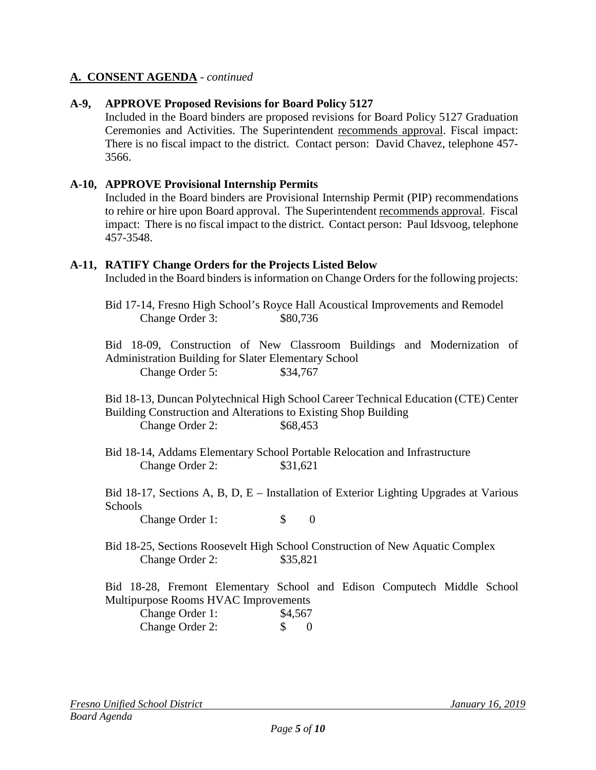## A. CONSENT AGENDA - *continued*

**A-9, APPROVE Proposed Revisions for Board Policy 5127**

Included in the Board binders are proposed revisions for Board Policy 5127 Graduation Ceremonies and Activities. The Superintendent recommends approval. Fiscal impact: There is no fiscal impact to the district. Contact person: David Chavez, telephone 457-3566.

**A-10, APPROVE Provisional Internship Permits**

Included in the Board binders are Provisional Internship Permit (PIP) recommendations to rehire or hire upon Board approval. The Superintendent recommends approval. Fiscal impact: There is no fiscal impact to the district. Contact person: Paul Idsvoog, telephone 457-3548.

**A-11, RATIFY Change Orders for the Projects Listed Below**

Included in the Board binders is information on Change Orders for the following projects:

Bid 17-14, Fresno High School's Royce Hall Acoustical Improvements and Remodel
Change Order 3: $80,736

Bid 18-09, Construction of New Classroom Buildings and Modernization of Administration Building for Slater Elementary School
Change Order 5: $34,767

Bid 18-13, Duncan Polytechnical High School Career Technical Education (CTE) Center Building Construction and Alterations to Existing Shop Building
Change Order 2: $68,453

Bid 18-14, Addams Elementary School Portable Relocation and Infrastructure
Change Order 2: $31,621

Bid 18-17, Sections A, B, D, E – Installation of Exterior Lighting Upgrades at Various Schools
Change Order 1: $ 0

Bid 18-25, Sections Roosevelt High School Construction of New Aquatic Complex
Change Order 2: $35,821

Bid 18-28, Fremont Elementary School and Edison Computech Middle School Multipurpose Rooms HVAC Improvements
Change Order 1: $4,567
Change Order 2: $ 0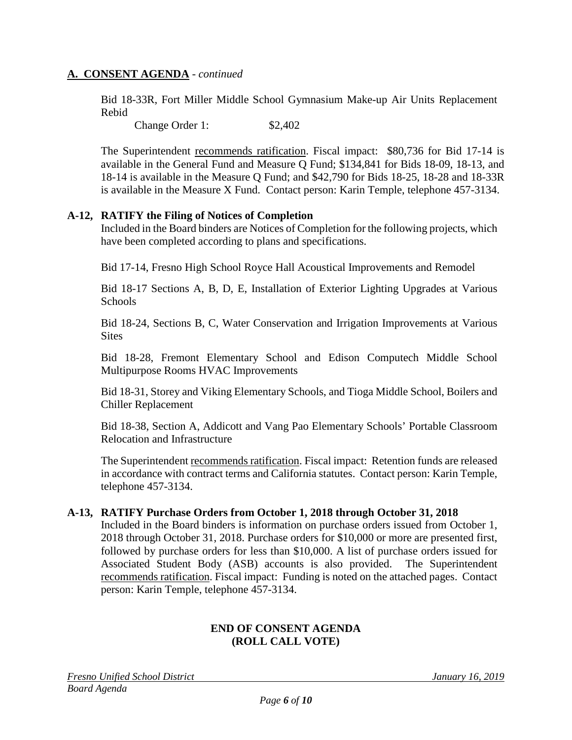## A. CONSENT AGENDA - *continued*

Bid 18-33R, Fort Miller Middle School Gymnasium Make-up Air Units Replacement Rebid

Change Order 1: $2,402

The Superintendent recommends ratification. Fiscal impact: $80,736 for Bid 17-14 is available in the General Fund and Measure Q Fund; $134,841 for Bids 18-09, 18-13, and 18-14 is available in the Measure Q Fund; and $42,790 for Bids 18-25, 18-28 and 18-33R is available in the Measure X Fund. Contact person: Karin Temple, telephone 457-3134.

**A-12, RATIFY the Filing of Notices of Completion**

Included in the Board binders are Notices of Completion for the following projects, which have been completed according to plans and specifications.

Bid 17-14, Fresno High School Royce Hall Acoustical Improvements and Remodel

Bid 18-17 Sections A, B, D, E, Installation of Exterior Lighting Upgrades at Various Schools

Bid 18-24, Sections B, C, Water Conservation and Irrigation Improvements at Various Sites

Bid 18-28, Fremont Elementary School and Edison Computech Middle School Multipurpose Rooms HVAC Improvements

Bid 18-31, Storey and Viking Elementary Schools, and Tioga Middle School, Boilers and Chiller Replacement

Bid 18-38, Section A, Addicott and Vang Pao Elementary Schools' Portable Classroom Relocation and Infrastructure

The Superintendent recommends ratification. Fiscal impact: Retention funds are released in accordance with contract terms and California statutes. Contact person: Karin Temple, telephone 457-3134.

**A-13, RATIFY Purchase Orders from October 1, 2018 through October 31, 2018**

Included in the Board binders is information on purchase orders issued from October 1, 2018 through October 31, 2018. Purchase orders for $10,000 or more are presented first, followed by purchase orders for less than $10,000. A list of purchase orders issued for Associated Student Body (ASB) accounts is also provided. The Superintendent recommends ratification. Fiscal impact: Funding is noted on the attached pages. Contact person: Karin Temple, telephone 457-3134.

**END OF CONSENT AGENDA**
**(ROLL CALL VOTE)**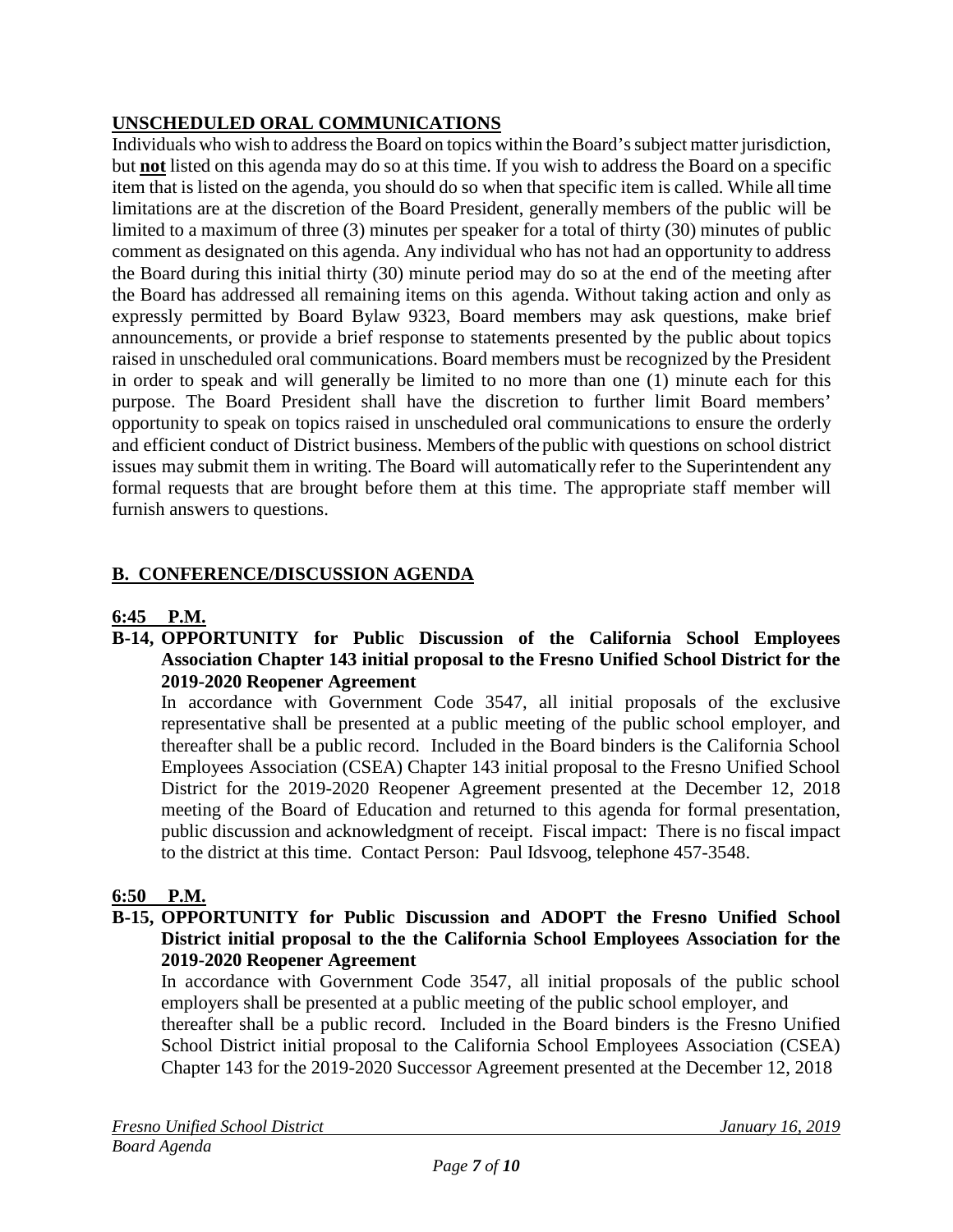## UNSCHEDULED ORAL COMMUNICATIONS

Individuals who wish to address the Board on topics within the Board's subject matter jurisdiction, but **not** listed on this agenda may do so at this time. If you wish to address the Board on a specific item that is listed on the agenda, you should do so when that specific item is called. While all time limitations are at the discretion of the Board President, generally members of the public will be limited to a maximum of three (3) minutes per speaker for a total of thirty (30) minutes of public comment as designated on this agenda. Any individual who has not had an opportunity to address the Board during this initial thirty (30) minute period may do so at the end of the meeting after the Board has addressed all remaining items on this agenda. Without taking action and only as expressly permitted by Board Bylaw 9323, Board members may ask questions, make brief announcements, or provide a brief response to statements presented by the public about topics raised in unscheduled oral communications. Board members must be recognized by the President in order to speak and will generally be limited to no more than one (1) minute each for this purpose. The Board President shall have the discretion to further limit Board members' opportunity to speak on topics raised in unscheduled oral communications to ensure the orderly and efficient conduct of District business. Members of the public with questions on school district issues may submit them in writing. The Board will automatically refer to the Superintendent any formal requests that are brought before them at this time. The appropriate staff member will furnish answers to questions.

## B. CONFERENCE/DISCUSSION AGENDA

**6:45 P.M.**

**B-14, OPPORTUNITY for Public Discussion of the California School Employees Association Chapter 143 initial proposal to the Fresno Unified School District for the 2019-2020 Reopener Agreement**

In accordance with Government Code 3547, all initial proposals of the exclusive representative shall be presented at a public meeting of the public school employer, and thereafter shall be a public record. Included in the Board binders is the California School Employees Association (CSEA) Chapter 143 initial proposal to the Fresno Unified School District for the 2019-2020 Reopener Agreement presented at the December 12, 2018 meeting of the Board of Education and returned to this agenda for formal presentation, public discussion and acknowledgment of receipt. Fiscal impact: There is no fiscal impact to the district at this time. Contact Person: Paul Idsvoog, telephone 457-3548.

**6:50 P.M.**

**B-15, OPPORTUNITY for Public Discussion and ADOPT the Fresno Unified School District initial proposal to the the California School Employees Association for the 2019-2020 Reopener Agreement**

In accordance with Government Code 3547, all initial proposals of the public school employers shall be presented at a public meeting of the public school employer, and thereafter shall be a public record. Included in the Board binders is the Fresno Unified School District initial proposal to the California School Employees Association (CSEA) Chapter 143 for the 2019-2020 Successor Agreement presented at the December 12, 2018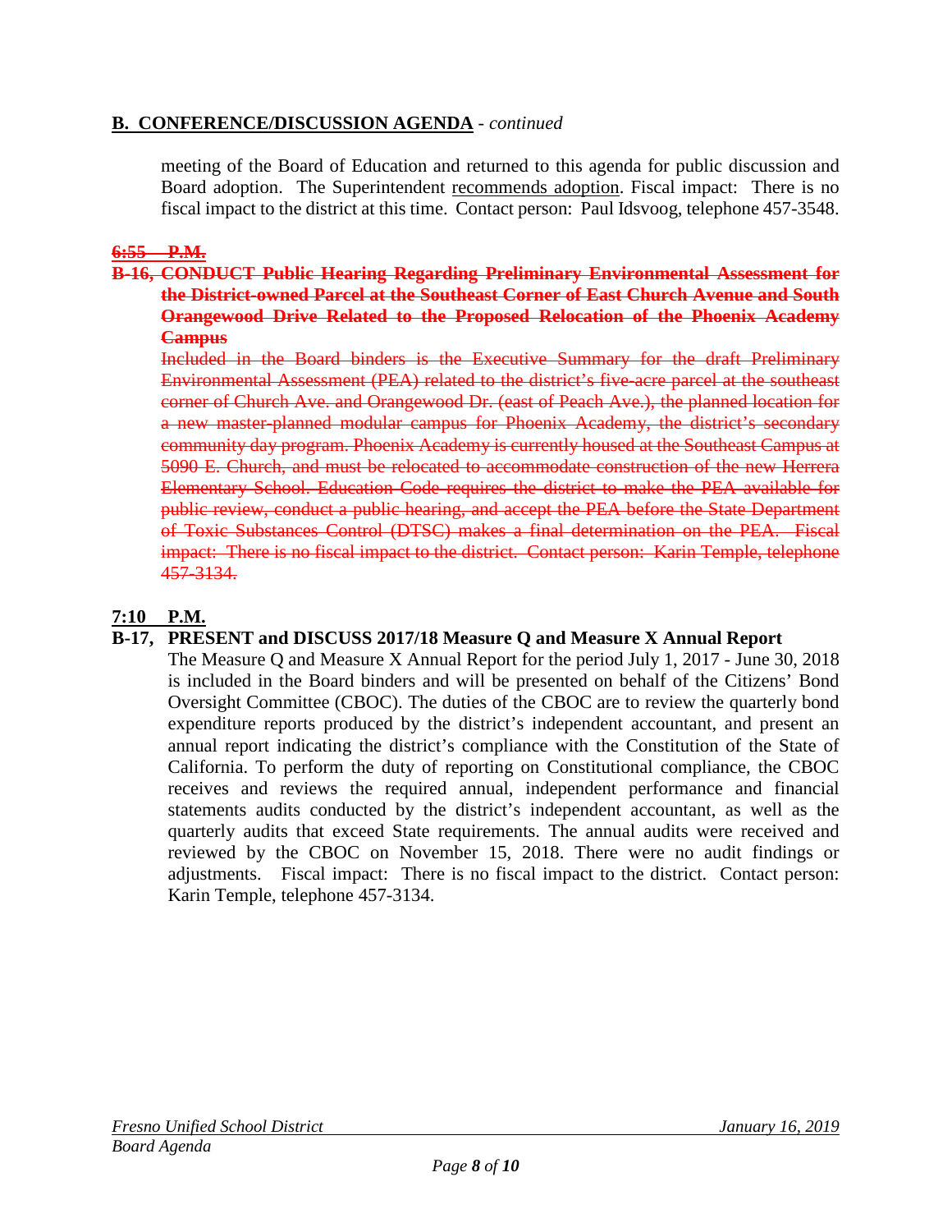## B. CONFERENCE/DISCUSSION AGENDA - *continued*

meeting of the Board of Education and returned to this agenda for public discussion and Board adoption. The Superintendent recommends adoption. Fiscal impact: There is no fiscal impact to the district at this time. Contact person: Paul Idsvoog, telephone 457-3548.

~~**6:55 P.M.**~~

~~**B-16, CONDUCT Public Hearing Regarding Preliminary Environmental Assessment for the District-owned Parcel at the Southeast Corner of East Church Avenue and South Orangewood Drive Related to the Proposed Relocation of the Phoenix Academy Campus**~~

~~Included in the Board binders is the Executive Summary for the draft Preliminary Environmental Assessment (PEA) related to the district's five-acre parcel at the southeast corner of Church Ave. and Orangewood Dr. (east of Peach Ave.), the planned location for a new master-planned modular campus for Phoenix Academy, the district's secondary community day program. Phoenix Academy is currently housed at the Southeast Campus at 5090 E. Church, and must be relocated to accommodate construction of the new Herrera Elementary School. Education Code requires the district to make the PEA available for public review, conduct a public hearing, and accept the PEA before the State Department of Toxic Substances Control (DTSC) makes a final determination on the PEA. Fiscal impact: There is no fiscal impact to the district. Contact person: Karin Temple, telephone 457-3134.~~

**7:10 P.M.**

**B-17, PRESENT and DISCUSS 2017/18 Measure Q and Measure X Annual Report**

The Measure Q and Measure X Annual Report for the period July 1, 2017 - June 30, 2018 is included in the Board binders and will be presented on behalf of the Citizens' Bond Oversight Committee (CBOC). The duties of the CBOC are to review the quarterly bond expenditure reports produced by the district's independent accountant, and present an annual report indicating the district's compliance with the Constitution of the State of California. To perform the duty of reporting on Constitutional compliance, the CBOC receives and reviews the required annual, independent performance and financial statements audits conducted by the district's independent accountant, as well as the quarterly audits that exceed State requirements. The annual audits were received and reviewed by the CBOC on November 15, 2018. There were no audit findings or adjustments. Fiscal impact: There is no fiscal impact to the district. Contact person: Karin Temple, telephone 457-3134.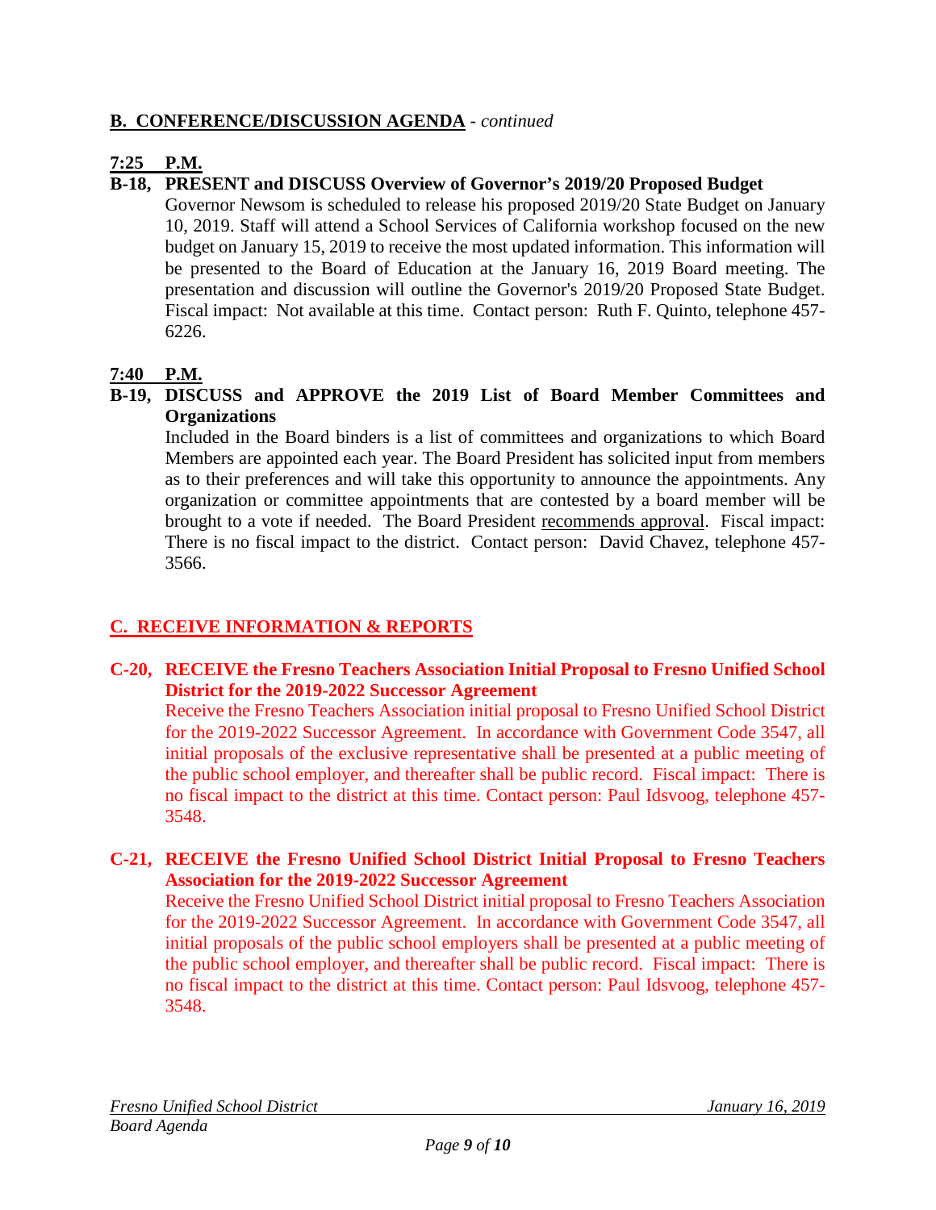## B. CONFERENCE/DISCUSSION AGENDA - *continued*

**7:25 P.M.**

**B-18, PRESENT and DISCUSS Overview of Governor's 2019/20 Proposed Budget**

Governor Newsom is scheduled to release his proposed 2019/20 State Budget on January 10, 2019. Staff will attend a School Services of California workshop focused on the new budget on January 15, 2019 to receive the most updated information. This information will be presented to the Board of Education at the January 16, 2019 Board meeting. The presentation and discussion will outline the Governor's 2019/20 Proposed State Budget. Fiscal impact: Not available at this time. Contact person: Ruth F. Quinto, telephone 457-6226.

**7:40 P.M.**

**B-19, DISCUSS and APPROVE the 2019 List of Board Member Committees and Organizations**

Included in the Board binders is a list of committees and organizations to which Board Members are appointed each year. The Board President has solicited input from members as to their preferences and will take this opportunity to announce the appointments. Any organization or committee appointments that are contested by a board member will be brought to a vote if needed. The Board President recommends approval. Fiscal impact: There is no fiscal impact to the district. Contact person: David Chavez, telephone 457-3566.

## C. RECEIVE INFORMATION & REPORTS

**C-20, RECEIVE the Fresno Teachers Association Initial Proposal to Fresno Unified School District for the 2019-2022 Successor Agreement**

Receive the Fresno Teachers Association initial proposal to Fresno Unified School District for the 2019-2022 Successor Agreement. In accordance with Government Code 3547, all initial proposals of the exclusive representative shall be presented at a public meeting of the public school employer, and thereafter shall be public record. Fiscal impact: There is no fiscal impact to the district at this time. Contact person: Paul Idsvoog, telephone 457-3548.

**C-21, RECEIVE the Fresno Unified School District Initial Proposal to Fresno Teachers Association for the 2019-2022 Successor Agreement**

Receive the Fresno Unified School District initial proposal to Fresno Teachers Association for the 2019-2022 Successor Agreement. In accordance with Government Code 3547, all initial proposals of the public school employers shall be presented at a public meeting of the public school employer, and thereafter shall be public record. Fiscal impact: There is no fiscal impact to the district at this time. Contact person: Paul Idsvoog, telephone 457-3548.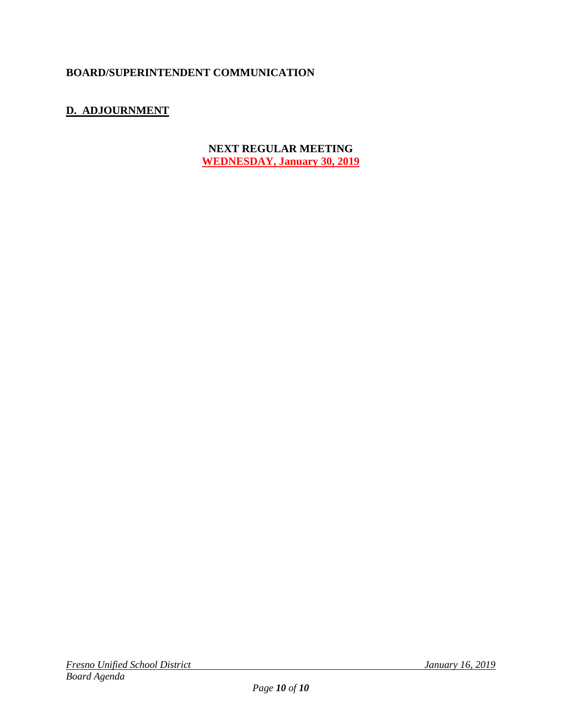**BOARD/SUPERINTENDENT COMMUNICATION**

## D. ADJOURNMENT

**NEXT REGULAR MEETING**
**WEDNESDAY, January 30, 2019**